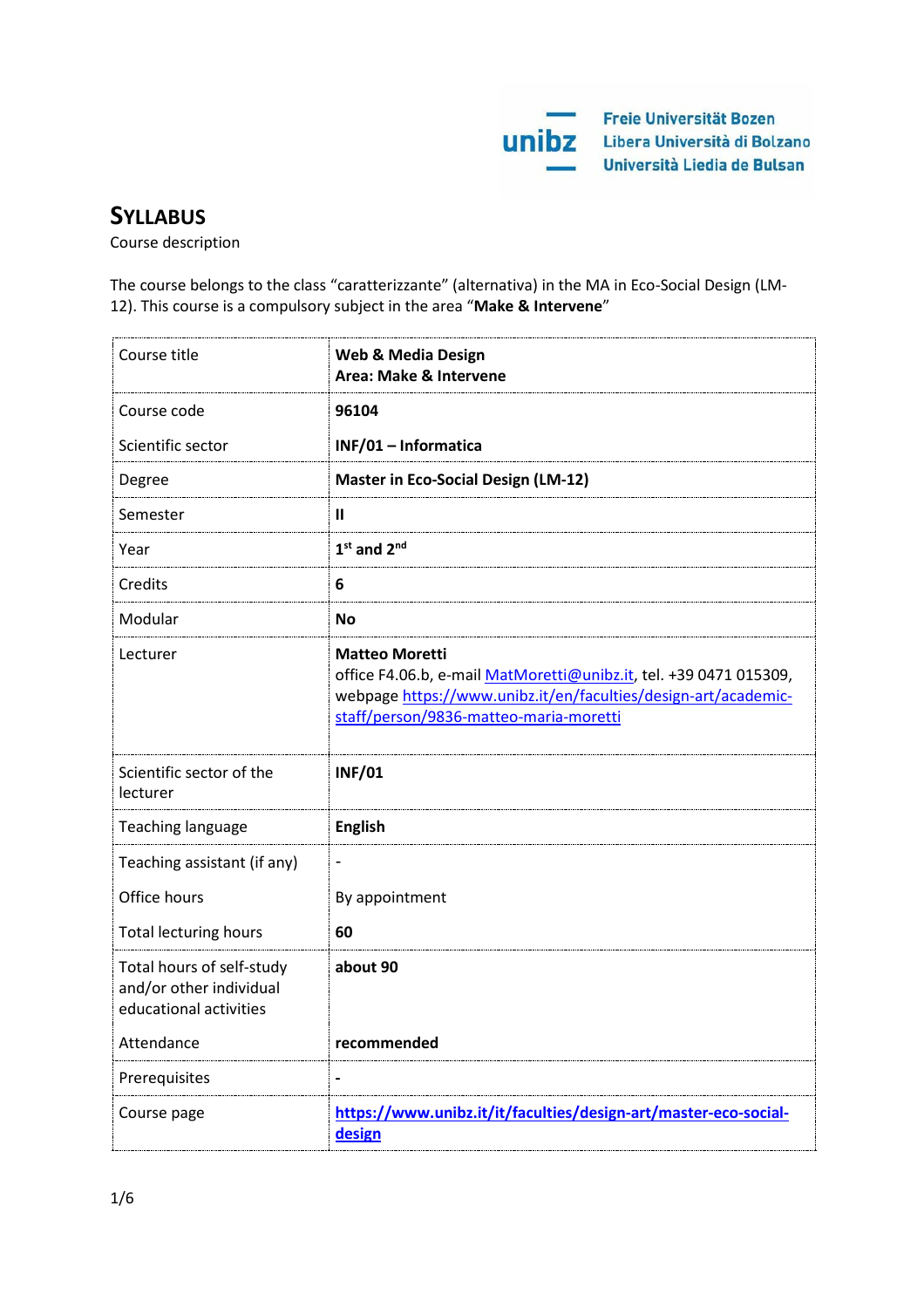# SYLLABUS

Course description

The course belongs to the class "caratterizzante" (alternativa) in the MA in Eco-Social Design (LM-12). This course is a compulsory subject in the area "**Make & Intervene**"

| | |
|---|---|
| Course title | **Web & Media Design**<br>**Area: Make & Intervene** |
| Course code<br><br>Scientific sector | **96104**<br><br>**INF/01 – Informatica** |
| Degree | **Master in Eco-Social Design (LM-12)** |
| Semester | **II** |
| Year | **1st and 2nd** |
| Credits | **6** |
| Modular | **No** |
| Lecturer | **Matteo Moretti**<br>office F4.06.b, e-mail MatMoretti@unibz.it, tel. +39 0471 015309, webpage https://www.unibz.it/en/faculties/design-art/academic-staff/person/9836-matteo-maria-moretti |
| Scientific sector of the lecturer | **INF/01** |
| Teaching language | **English** |
| Teaching assistant (if any)<br><br>Office hours<br><br>Total lecturing hours | -<br><br>By appointment<br><br>**60** |
| Total hours of self-study and/or other individual educational activities<br><br>Attendance | **about 90**<br><br><br><br>**recommended** |
| Prerequisites | **-** |
| Course page | **https://www.unibz.it/it/faculties/design-art/master-eco-social-design** |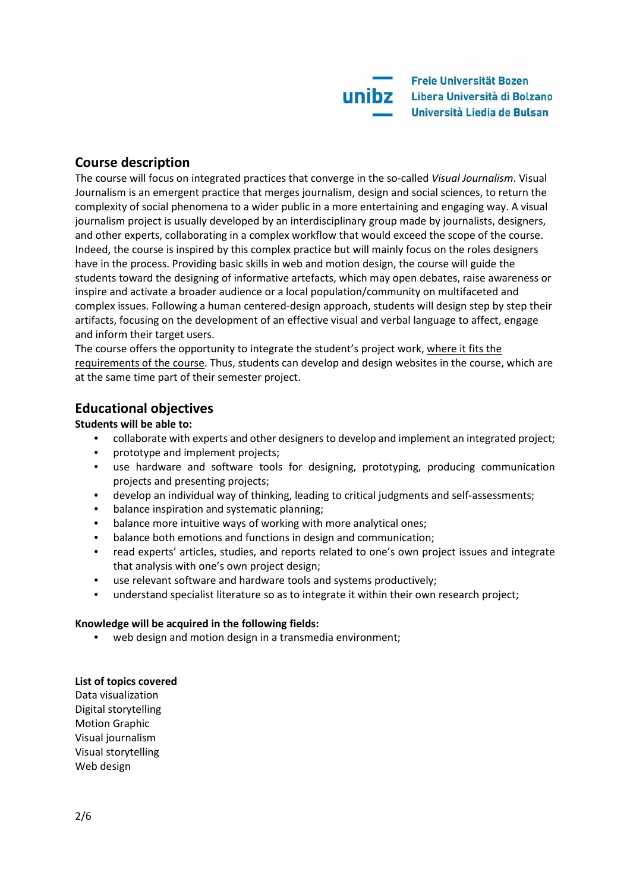## Course description

The course will focus on integrated practices that converge in the so-called *Visual Journalism*. Visual Journalism is an emergent practice that merges journalism, design and social sciences, to return the complexity of social phenomena to a wider public in a more entertaining and engaging way. A visual journalism project is usually developed by an interdisciplinary group made by journalists, designers, and other experts, collaborating in a complex workflow that would exceed the scope of the course. Indeed, the course is inspired by this complex practice but will mainly focus on the roles designers have in the process. Providing basic skills in web and motion design, the course will guide the students toward the designing of informative artefacts, which may open debates, raise awareness or inspire and activate a broader audience or a local population/community on multifaceted and complex issues. Following a human centered-design approach, students will design step by step their artifacts, focusing on the development of an effective visual and verbal language to affect, engage and inform their target users.

The course offers the opportunity to integrate the student's project work, <u>where it fits the requirements of the course</u>. Thus, students can develop and design websites in the course, which are at the same time part of their semester project.

## Educational objectives

**Students will be able to:**

- collaborate with experts and other designers to develop and implement an integrated project;
- prototype and implement projects;
- use hardware and software tools for designing, prototyping, producing communication projects and presenting projects;
- develop an individual way of thinking, leading to critical judgments and self-assessments;
- balance inspiration and systematic planning;
- balance more intuitive ways of working with more analytical ones;
- balance both emotions and functions in design and communication;
- read experts' articles, studies, and reports related to one's own project issues and integrate that analysis with one's own project design;
- use relevant software and hardware tools and systems productively;
- understand specialist literature so as to integrate it within their own research project;

**Knowledge will be acquired in the following fields:**

- web design and motion design in a transmedia environment;

**List of topics covered**

Data visualization
Digital storytelling
Motion Graphic
Visual journalism
Visual storytelling
Web design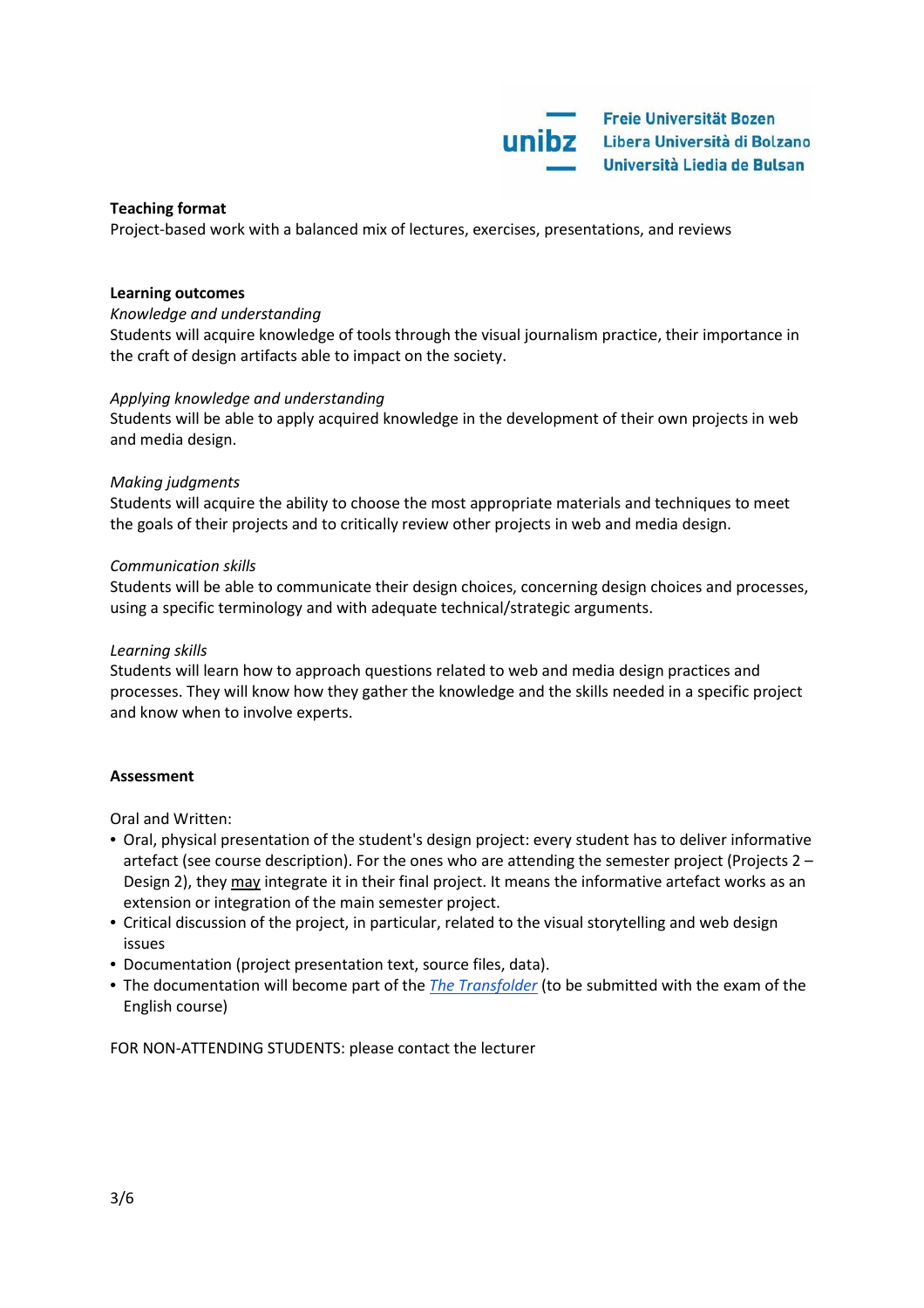**Teaching format**

Project-based work with a balanced mix of lectures, exercises, presentations, and reviews

**Learning outcomes**

*Knowledge and understanding*

Students will acquire knowledge of tools through the visual journalism practice, their importance in the craft of design artifacts able to impact on the society.

*Applying knowledge and understanding*

Students will be able to apply acquired knowledge in the development of their own projects in web and media design.

*Making judgments*

Students will acquire the ability to choose the most appropriate materials and techniques to meet the goals of their projects and to critically review other projects in web and media design.

*Communication skills*

Students will be able to communicate their design choices, concerning design choices and processes, using a specific terminology and with adequate technical/strategic arguments.

*Learning skills*

Students will learn how to approach questions related to web and media design practices and processes. They will know how they gather the knowledge and the skills needed in a specific project and know when to involve experts.

**Assessment**

Oral and Written:

- Oral, physical presentation of the student's design project: every student has to deliver informative artefact (see course description). For the ones who are attending the semester project (Projects 2 – Design 2), they <u>may</u> integrate it in their final project. It means the informative artefact works as an extension or integration of the main semester project.
- Critical discussion of the project, in particular, related to the visual storytelling and web design issues
- Documentation (project presentation text, source files, data).
- The documentation will become part of the *The Transfolder* (to be submitted with the exam of the English course)

FOR NON-ATTENDING STUDENTS: please contact the lecturer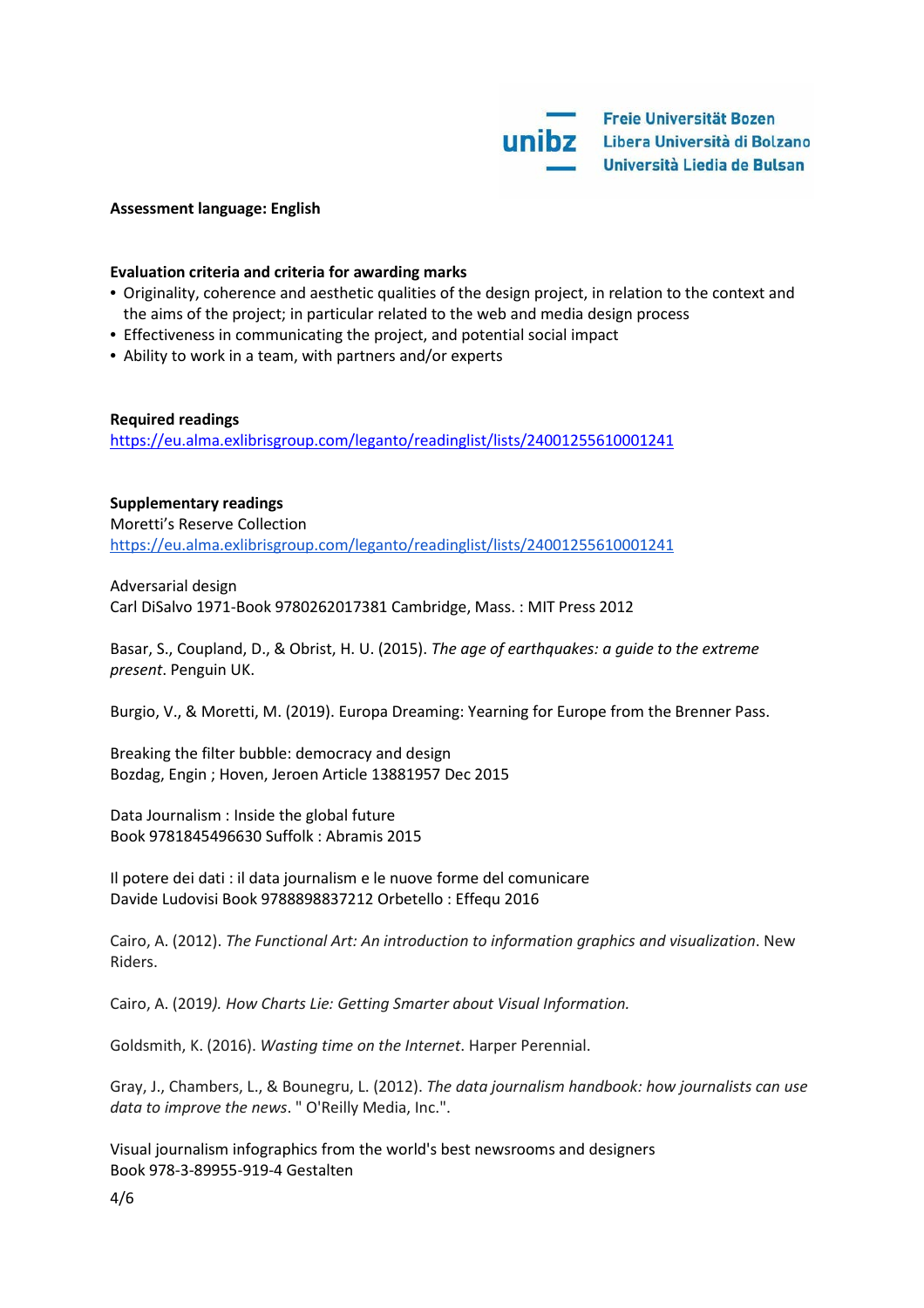**Assessment language: English**

**Evaluation criteria and criteria for awarding marks**

- Originality, coherence and aesthetic qualities of the design project, in relation to the context and the aims of the project; in particular related to the web and media design process
- Effectiveness in communicating the project, and potential social impact
- Ability to work in a team, with partners and/or experts

**Required readings**

https://eu.alma.exlibrisgroup.com/leganto/readinglist/lists/24001255610001241

**Supplementary readings**

Moretti's Reserve Collection
https://eu.alma.exlibrisgroup.com/leganto/readinglist/lists/24001255610001241

Adversarial design
Carl DiSalvo 1971-Book 9780262017381 Cambridge, Mass. : MIT Press 2012

Basar, S., Coupland, D., & Obrist, H. U. (2015). *The age of earthquakes: a guide to the extreme present*. Penguin UK.

Burgio, V., & Moretti, M. (2019). Europa Dreaming: Yearning for Europe from the Brenner Pass.

Breaking the filter bubble: democracy and design
Bozdag, Engin ; Hoven, Jeroen Article 13881957 Dec 2015

Data Journalism : Inside the global future
Book 9781845496630 Suffolk : Abramis 2015

Il potere dei dati : il data journalism e le nuove forme del comunicare
Davide Ludovisi Book 9788898837212 Orbetello : Effequ 2016

Cairo, A. (2012). *The Functional Art: An introduction to information graphics and visualization*. New Riders.

Cairo, A. (2019*). How Charts Lie: Getting Smarter about Visual Information.*

Goldsmith, K. (2016). *Wasting time on the Internet*. Harper Perennial.

Gray, J., Chambers, L., & Bounegru, L. (2012). *The data journalism handbook: how journalists can use data to improve the news*. " O'Reilly Media, Inc.".

Visual journalism infographics from the world's best newsrooms and designers
Book 978-3-89955-919-4 Gestalten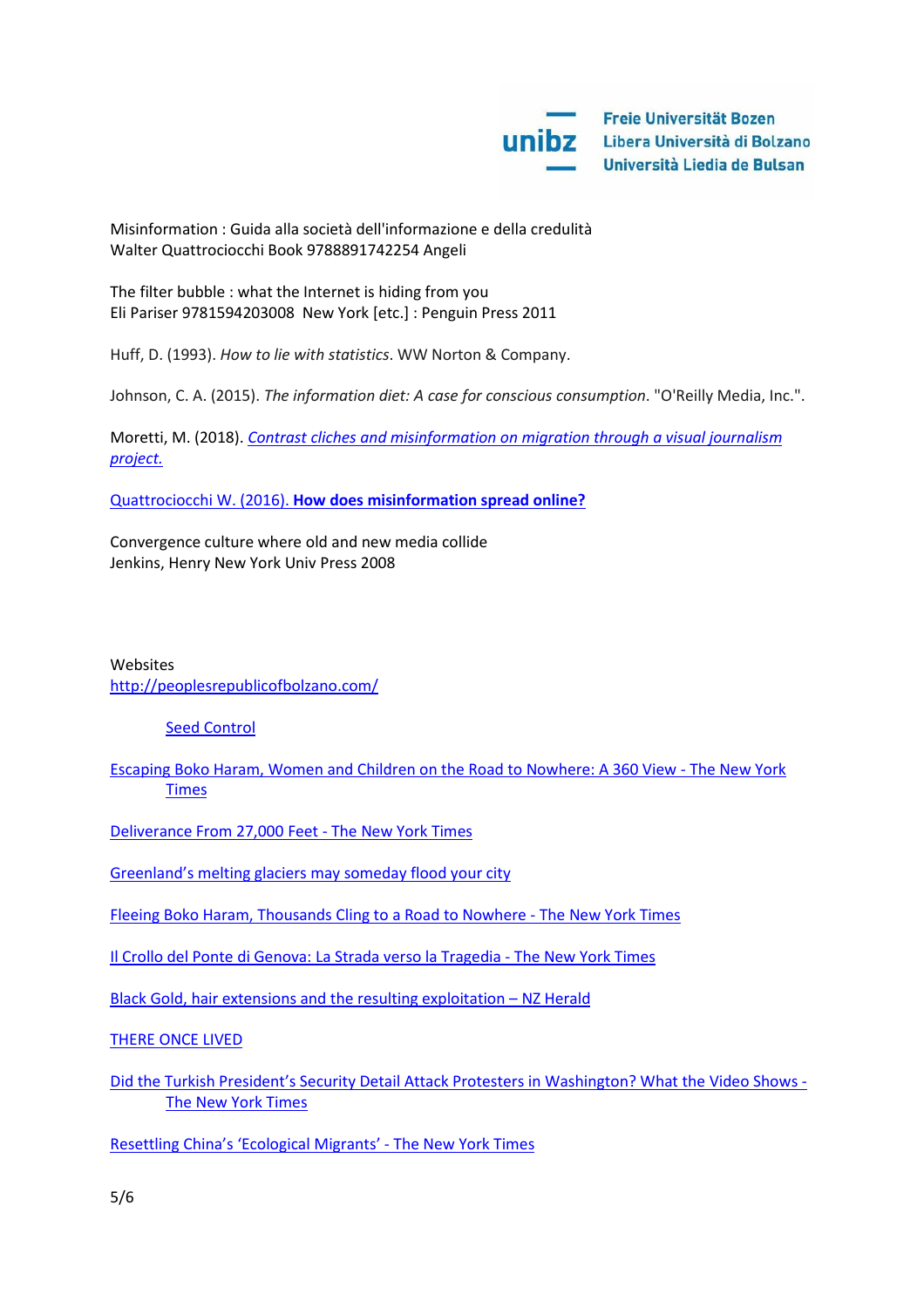Misinformation : Guida alla società dell'informazione e della credulità
Walter Quattrociocchi Book 9788891742254 Angeli

The filter bubble : what the Internet is hiding from you
Eli Pariser 9781594203008 New York [etc.] : Penguin Press 2011

Huff, D. (1993). *How to lie with statistics*. WW Norton & Company.

Johnson, C. A. (2015). *The information diet: A case for conscious consumption*. "O'Reilly Media, Inc.".

Moretti, M. (2018). *Contrast cliches and misinformation on migration through a visual journalism project.*

Quattrociocchi W. (2016). **How does misinformation spread online?**

Convergence culture where old and new media collide
Jenkins, Henry New York Univ Press 2008

Websites
http://peoplesrepublicofbolzano.com/

Seed Control

Escaping Boko Haram, Women and Children on the Road to Nowhere: A 360 View - The New York Times

Deliverance From 27,000 Feet - The New York Times

Greenland's melting glaciers may someday flood your city

Fleeing Boko Haram, Thousands Cling to a Road to Nowhere - The New York Times

Il Crollo del Ponte di Genova: La Strada verso la Tragedia - The New York Times

Black Gold, hair extensions and the resulting exploitation – NZ Herald

THERE ONCE LIVED

Did the Turkish President's Security Detail Attack Protesters in Washington? What the Video Shows - The New York Times

Resettling China's 'Ecological Migrants' - The New York Times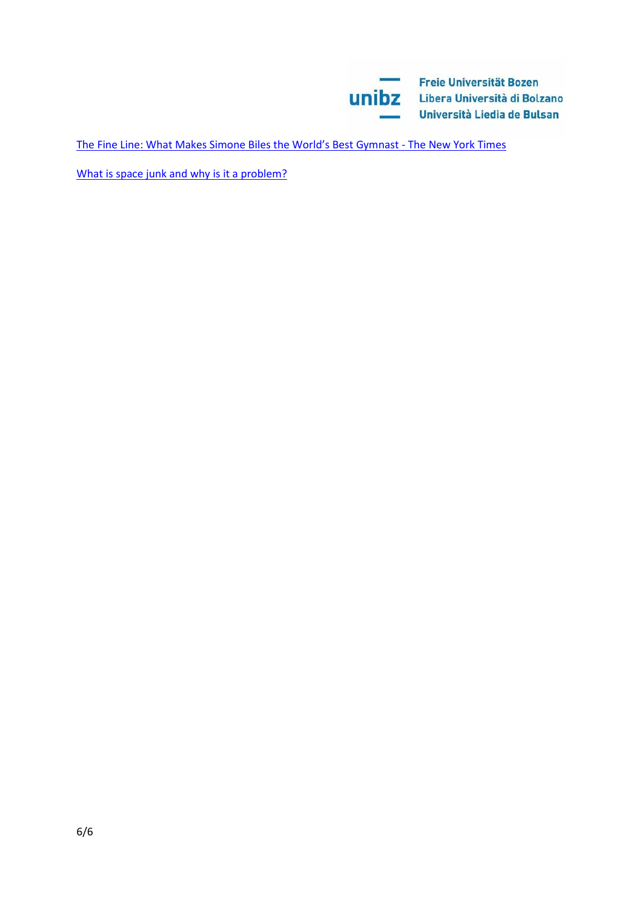[The Fine Line: What Makes Simone Biles the World's Best Gymnast - The New York Times]

[What is space junk and why is it a problem?]